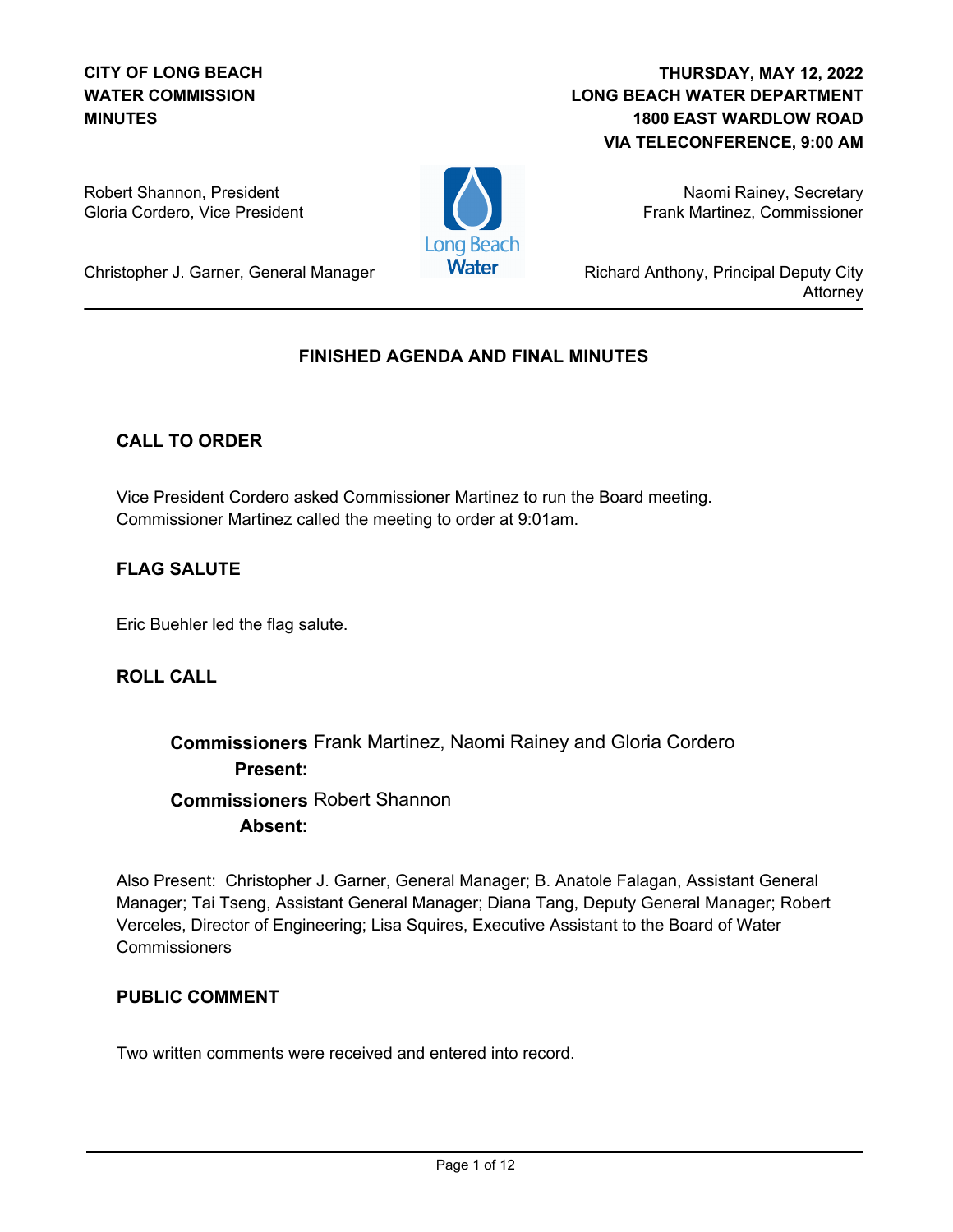**CITY OF LONG BEACH**
**WATER COMMISSION**
**MINUTES**

**THURSDAY, MAY 12, 2022**
**LONG BEACH WATER DEPARTMENT**
**1800 EAST WARDLOW ROAD**
**VIA TELECONFERENCE, 9:00 AM**

Robert Shannon, President
Gloria Cordero, Vice President

Naomi Rainey, Secretary
Frank Martinez, Commissioner

Christopher J. Garner, General Manager

Richard Anthony, Principal Deputy City Attorney

---

## FINISHED AGENDA AND FINAL MINUTES

### CALL TO ORDER

Vice President Cordero asked Commissioner Martinez to run the Board meeting. Commissioner Martinez called the meeting to order at 9:01am.

### FLAG SALUTE

Eric Buehler led the flag salute.

### ROLL CALL

**Commissioners Present:** Frank Martinez, Naomi Rainey and Gloria Cordero

**Commissioners Absent:** Robert Shannon

Also Present: Christopher J. Garner, General Manager; B. Anatole Falagan, Assistant General Manager; Tai Tseng, Assistant General Manager; Diana Tang, Deputy General Manager; Robert Verceles, Director of Engineering; Lisa Squires, Executive Assistant to the Board of Water Commissioners

### PUBLIC COMMENT

Two written comments were received and entered into record.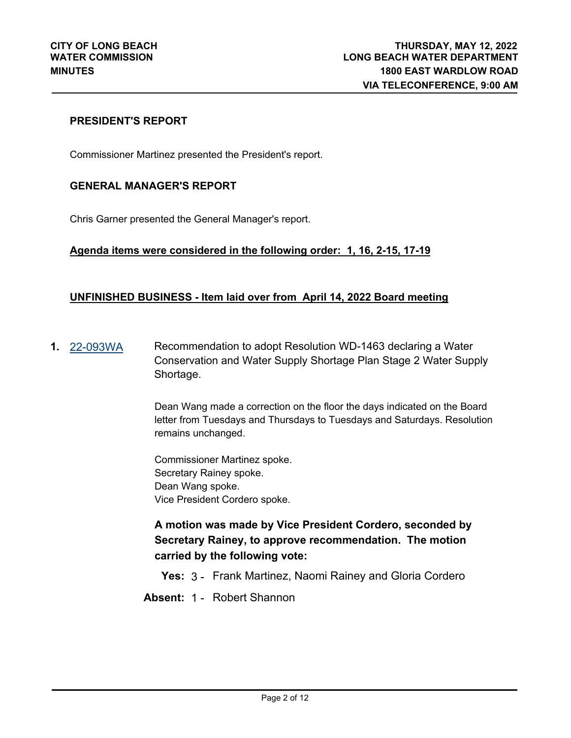## PRESIDENT'S REPORT

Commissioner Martinez presented the President's report.

## GENERAL MANAGER'S REPORT

Chris Garner presented the General Manager's report.

**Agenda items were considered in the following order: 1, 16, 2-15, 17-19**

## UNFINISHED BUSINESS - Item laid over from April 14, 2022 Board meeting

**1.** 22-093WA Recommendation to adopt Resolution WD-1463 declaring a Water Conservation and Water Supply Shortage Plan Stage 2 Water Supply Shortage.

Dean Wang made a correction on the floor the days indicated on the Board letter from Tuesdays and Thursdays to Tuesdays and Saturdays. Resolution remains unchanged.

Commissioner Martinez spoke.
Secretary Rainey spoke.
Dean Wang spoke.
Vice President Cordero spoke.

**A motion was made by Vice President Cordero, seconded by Secretary Rainey, to approve recommendation. The motion carried by the following vote:**

**Yes:** 3 - Frank Martinez, Naomi Rainey and Gloria Cordero

**Absent:** 1 - Robert Shannon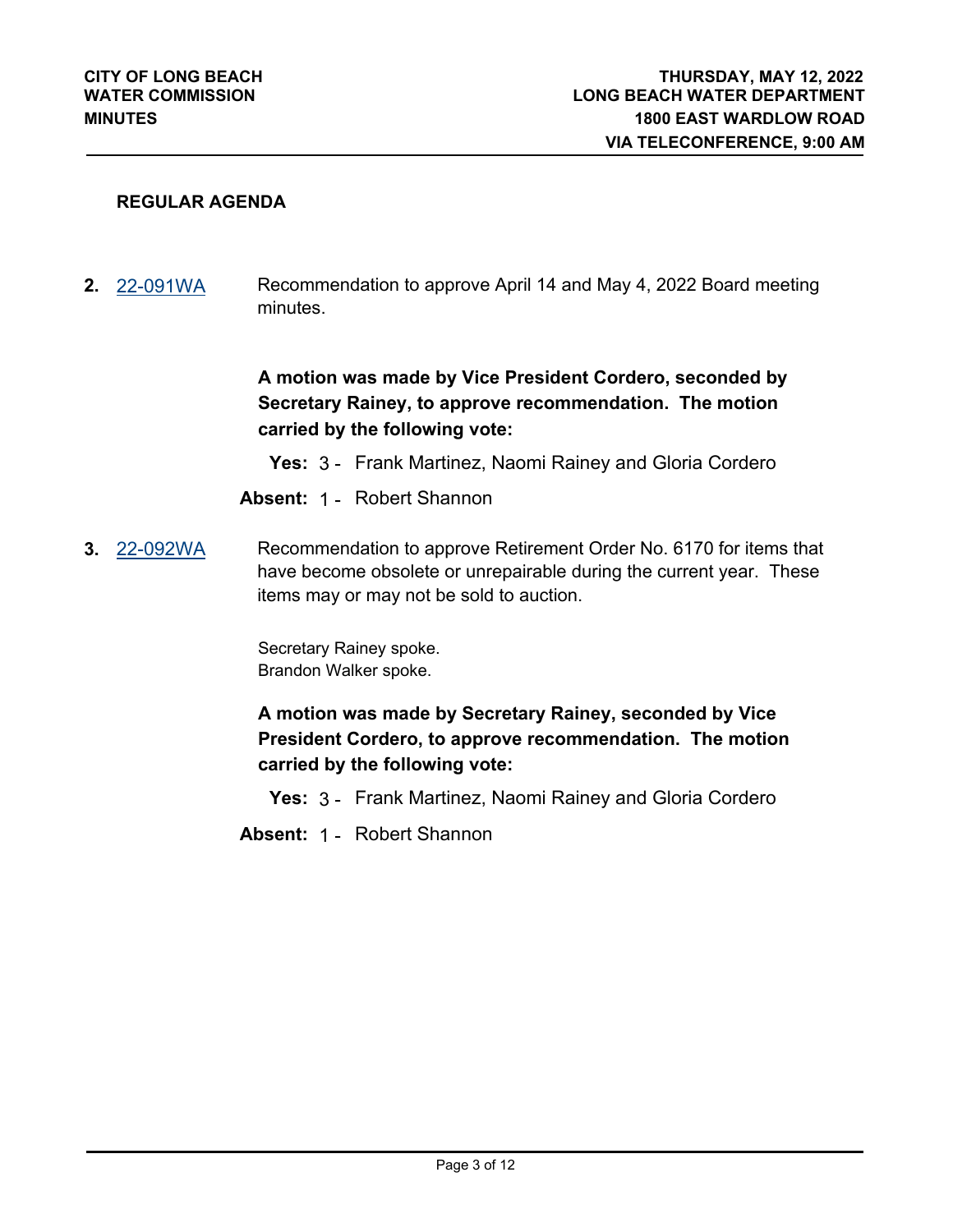## REGULAR AGENDA

**2.** 22-091WA

Recommendation to approve April 14 and May 4, 2022 Board meeting minutes.

**A motion was made by Vice President Cordero, seconded by Secretary Rainey, to approve recommendation. The motion carried by the following vote:**

**Yes:** 3 - Frank Martinez, Naomi Rainey and Gloria Cordero

**Absent:** 1 - Robert Shannon

**3.** 22-092WA

Recommendation to approve Retirement Order No. 6170 for items that have become obsolete or unrepairable during the current year. These items may or may not be sold to auction.

Secretary Rainey spoke.
Brandon Walker spoke.

**A motion was made by Secretary Rainey, seconded by Vice President Cordero, to approve recommendation. The motion carried by the following vote:**

**Yes:** 3 - Frank Martinez, Naomi Rainey and Gloria Cordero

**Absent:** 1 - Robert Shannon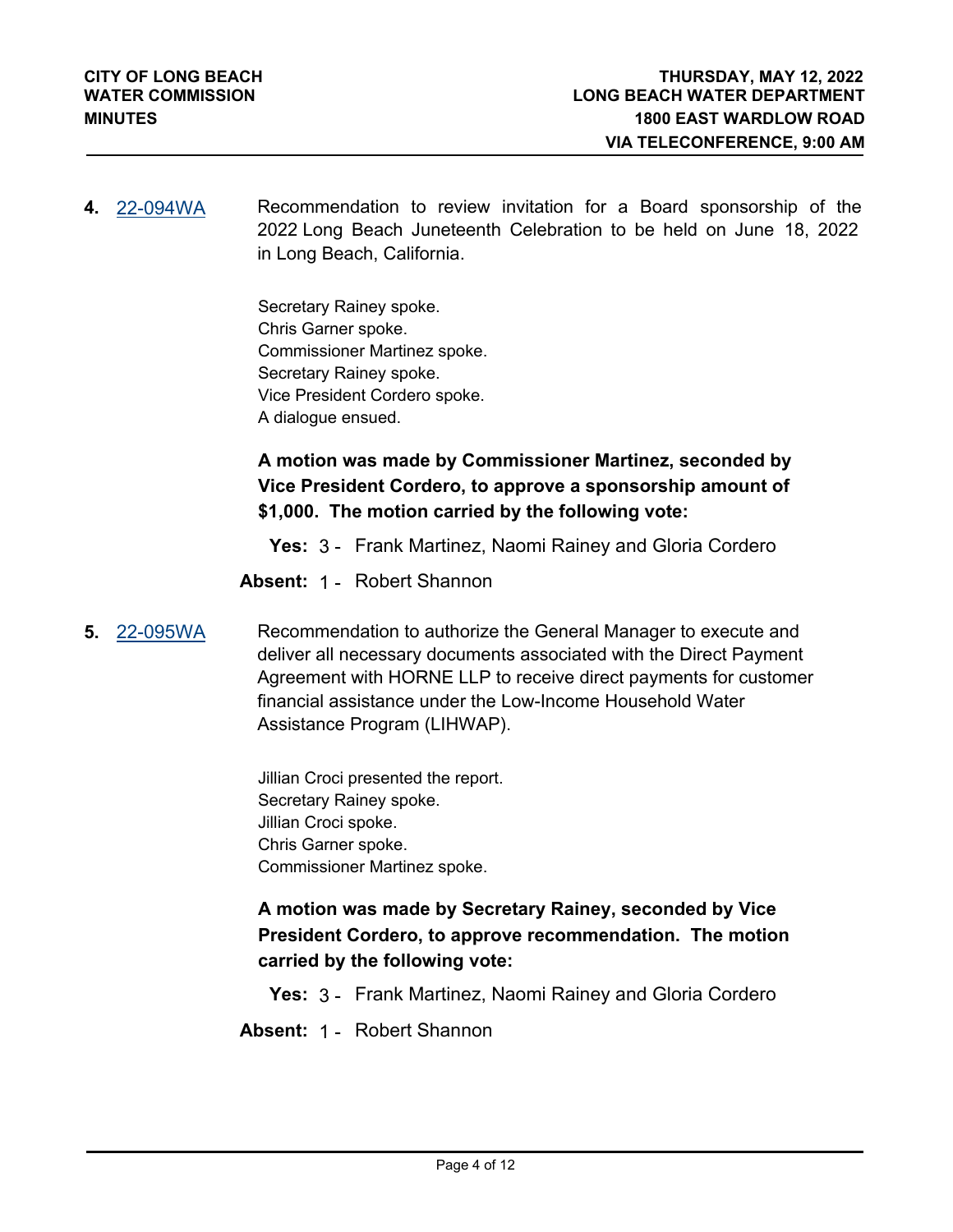**4.** 22-094WA

Recommendation to review invitation for a Board sponsorship of the 2022 Long Beach Juneteenth Celebration to be held on June 18, 2022 in Long Beach, California.

Secretary Rainey spoke.
Chris Garner spoke.
Commissioner Martinez spoke.
Secretary Rainey spoke.
Vice President Cordero spoke.
A dialogue ensued.

**A motion was made by Commissioner Martinez, seconded by Vice President Cordero, to approve a sponsorship amount of $1,000. The motion carried by the following vote:**

**Yes:** 3 - Frank Martinez, Naomi Rainey and Gloria Cordero

**Absent:** 1 - Robert Shannon

**5.** 22-095WA

Recommendation to authorize the General Manager to execute and deliver all necessary documents associated with the Direct Payment Agreement with HORNE LLP to receive direct payments for customer financial assistance under the Low-Income Household Water Assistance Program (LIHWAP).

Jillian Croci presented the report.
Secretary Rainey spoke.
Jillian Croci spoke.
Chris Garner spoke.
Commissioner Martinez spoke.

**A motion was made by Secretary Rainey, seconded by Vice President Cordero, to approve recommendation. The motion carried by the following vote:**

**Yes:** 3 - Frank Martinez, Naomi Rainey and Gloria Cordero

**Absent:** 1 - Robert Shannon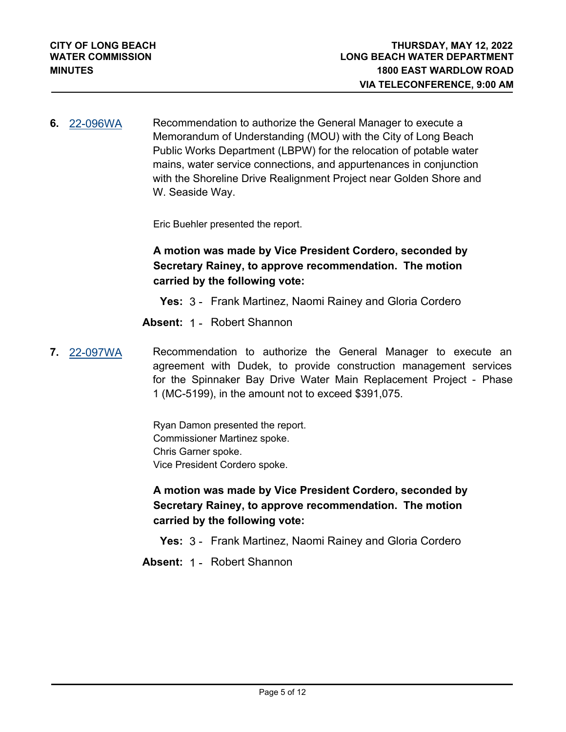**6.** 22-096WA

Recommendation to authorize the General Manager to execute a Memorandum of Understanding (MOU) with the City of Long Beach Public Works Department (LBPW) for the relocation of potable water mains, water service connections, and appurtenances in conjunction with the Shoreline Drive Realignment Project near Golden Shore and W. Seaside Way.

Eric Buehler presented the report.

**A motion was made by Vice President Cordero, seconded by Secretary Rainey, to approve recommendation. The motion carried by the following vote:**

**Yes:** 3 - Frank Martinez, Naomi Rainey and Gloria Cordero

**Absent:** 1 - Robert Shannon

**7.** 22-097WA

Recommendation to authorize the General Manager to execute an agreement with Dudek, to provide construction management services for the Spinnaker Bay Drive Water Main Replacement Project - Phase 1 (MC-5199), in the amount not to exceed $391,075.

Ryan Damon presented the report.
Commissioner Martinez spoke.
Chris Garner spoke.
Vice President Cordero spoke.

**A motion was made by Vice President Cordero, seconded by Secretary Rainey, to approve recommendation. The motion carried by the following vote:**

**Yes:** 3 - Frank Martinez, Naomi Rainey and Gloria Cordero

**Absent:** 1 - Robert Shannon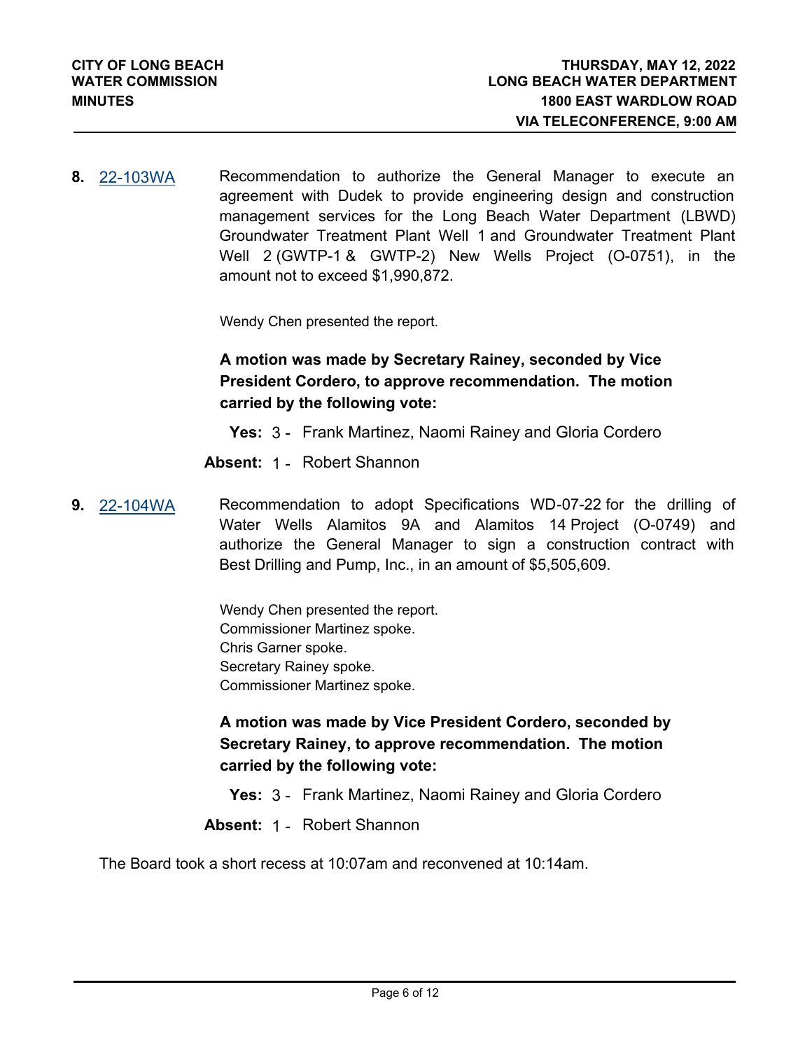**8.** 22-103WA

Recommendation to authorize the General Manager to execute an agreement with Dudek to provide engineering design and construction management services for the Long Beach Water Department (LBWD) Groundwater Treatment Plant Well 1 and Groundwater Treatment Plant Well 2 (GWTP-1 & GWTP-2) New Wells Project (O-0751), in the amount not to exceed $1,990,872.

Wendy Chen presented the report.

**A motion was made by Secretary Rainey, seconded by Vice President Cordero, to approve recommendation. The motion carried by the following vote:**

**Yes:** 3 - Frank Martinez, Naomi Rainey and Gloria Cordero

**Absent:** 1 - Robert Shannon

**9.** 22-104WA

Recommendation to adopt Specifications WD-07-22 for the drilling of Water Wells Alamitos 9A and Alamitos 14 Project (O-0749) and authorize the General Manager to sign a construction contract with Best Drilling and Pump, Inc., in an amount of $5,505,609.

Wendy Chen presented the report.
Commissioner Martinez spoke.
Chris Garner spoke.
Secretary Rainey spoke.
Commissioner Martinez spoke.

**A motion was made by Vice President Cordero, seconded by Secretary Rainey, to approve recommendation. The motion carried by the following vote:**

**Yes:** 3 - Frank Martinez, Naomi Rainey and Gloria Cordero

**Absent:** 1 - Robert Shannon

The Board took a short recess at 10:07am and reconvened at 10:14am.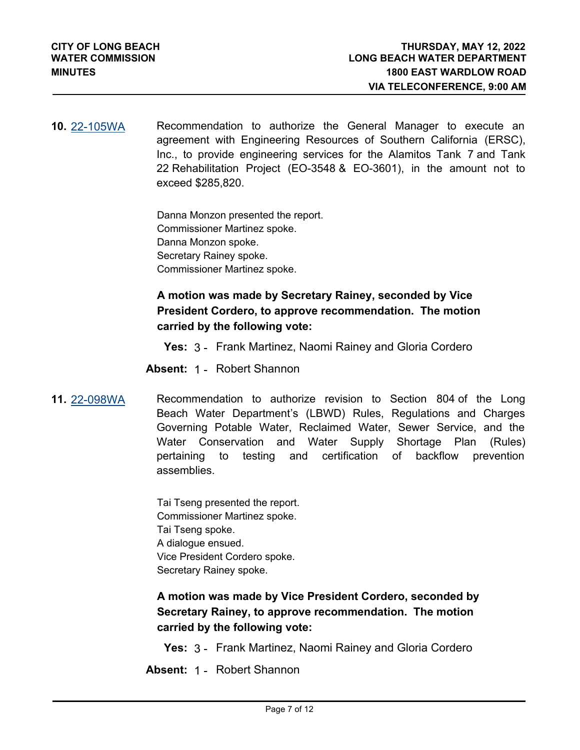**10.** 22-105WA Recommendation to authorize the General Manager to execute an agreement with Engineering Resources of Southern California (ERSC), Inc., to provide engineering services for the Alamitos Tank 7 and Tank 22 Rehabilitation Project (EO-3548 & EO-3601), in the amount not to exceed $285,820.

Danna Monzon presented the report.
Commissioner Martinez spoke.
Danna Monzon spoke.
Secretary Rainey spoke.
Commissioner Martinez spoke.

**A motion was made by Secretary Rainey, seconded by Vice President Cordero, to approve recommendation. The motion carried by the following vote:**

**Yes:** 3 - Frank Martinez, Naomi Rainey and Gloria Cordero

**Absent:** 1 - Robert Shannon

**11.** 22-098WA Recommendation to authorize revision to Section 804 of the Long Beach Water Department's (LBWD) Rules, Regulations and Charges Governing Potable Water, Reclaimed Water, Sewer Service, and the Water Conservation and Water Supply Shortage Plan (Rules) pertaining to testing and certification of backflow prevention assemblies.

Tai Tseng presented the report.
Commissioner Martinez spoke.
Tai Tseng spoke.
A dialogue ensued.
Vice President Cordero spoke.
Secretary Rainey spoke.

**A motion was made by Vice President Cordero, seconded by Secretary Rainey, to approve recommendation. The motion carried by the following vote:**

**Yes:** 3 - Frank Martinez, Naomi Rainey and Gloria Cordero

**Absent:** 1 - Robert Shannon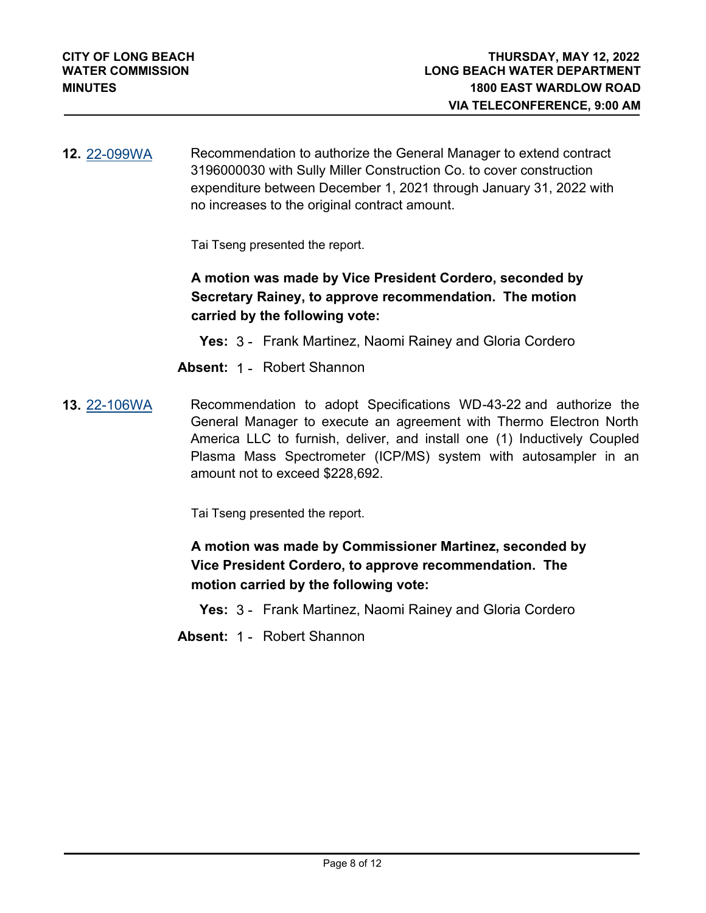**12.** [22-099WA](22-099WA)

Recommendation to authorize the General Manager to extend contract 3196000030 with Sully Miller Construction Co. to cover construction expenditure between December 1, 2021 through January 31, 2022 with no increases to the original contract amount.

Tai Tseng presented the report.

**A motion was made by Vice President Cordero, seconded by Secretary Rainey, to approve recommendation. The motion carried by the following vote:**

**Yes:** 3 - Frank Martinez, Naomi Rainey and Gloria Cordero

**Absent:** 1 - Robert Shannon

**13.** [22-106WA](22-106WA)

Recommendation to adopt Specifications WD-43-22 and authorize the General Manager to execute an agreement with Thermo Electron North America LLC to furnish, deliver, and install one (1) Inductively Coupled Plasma Mass Spectrometer (ICP/MS) system with autosampler in an amount not to exceed $228,692.

Tai Tseng presented the report.

**A motion was made by Commissioner Martinez, seconded by Vice President Cordero, to approve recommendation. The motion carried by the following vote:**

**Yes:** 3 - Frank Martinez, Naomi Rainey and Gloria Cordero

**Absent:** 1 - Robert Shannon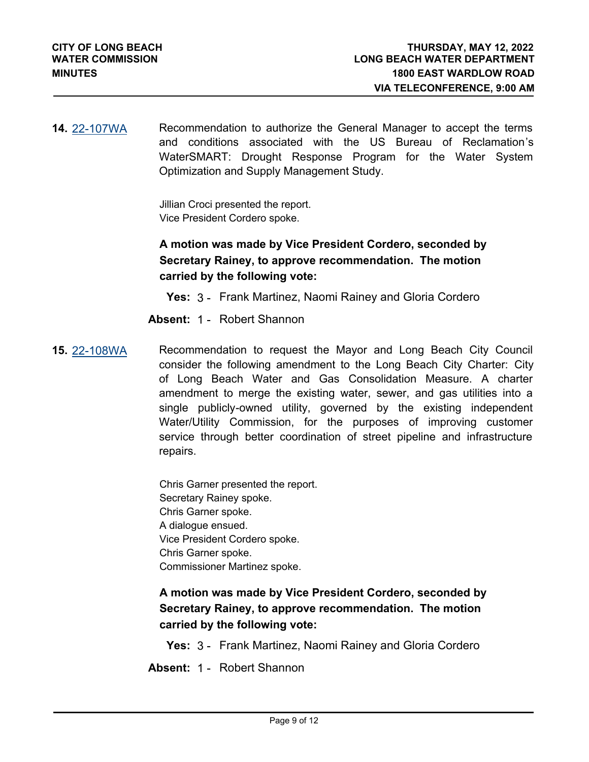**14.** 22-107WA Recommendation to authorize the General Manager to accept the terms and conditions associated with the US Bureau of Reclamation's WaterSMART: Drought Response Program for the Water System Optimization and Supply Management Study.

Jillian Croci presented the report.
Vice President Cordero spoke.

**A motion was made by Vice President Cordero, seconded by Secretary Rainey, to approve recommendation. The motion carried by the following vote:**

**Yes:** 3 - Frank Martinez, Naomi Rainey and Gloria Cordero

**Absent:** 1 - Robert Shannon

**15.** 22-108WA Recommendation to request the Mayor and Long Beach City Council consider the following amendment to the Long Beach City Charter: City of Long Beach Water and Gas Consolidation Measure. A charter amendment to merge the existing water, sewer, and gas utilities into a single publicly-owned utility, governed by the existing independent Water/Utility Commission, for the purposes of improving customer service through better coordination of street pipeline and infrastructure repairs.

Chris Garner presented the report.
Secretary Rainey spoke.
Chris Garner spoke.
A dialogue ensued.
Vice President Cordero spoke.
Chris Garner spoke.
Commissioner Martinez spoke.

**A motion was made by Vice President Cordero, seconded by Secretary Rainey, to approve recommendation. The motion carried by the following vote:**

**Yes:** 3 - Frank Martinez, Naomi Rainey and Gloria Cordero

**Absent:** 1 - Robert Shannon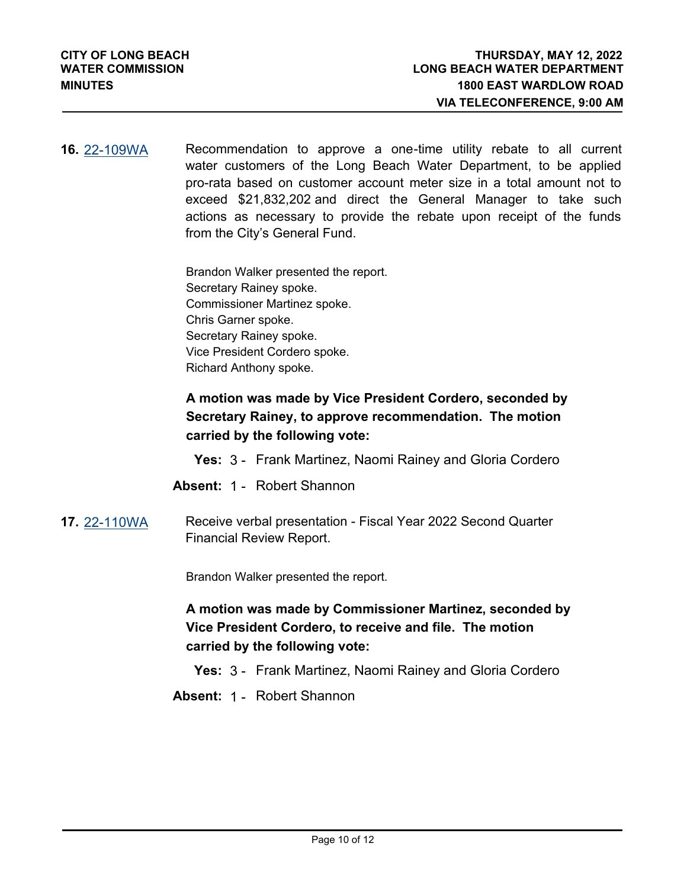**16.** [22-109WA](22-109WA) Recommendation to approve a one-time utility rebate to all current water customers of the Long Beach Water Department, to be applied pro-rata based on customer account meter size in a total amount not to exceed $21,832,202 and direct the General Manager to take such actions as necessary to provide the rebate upon receipt of the funds from the City's General Fund.

Brandon Walker presented the report.
Secretary Rainey spoke.
Commissioner Martinez spoke.
Chris Garner spoke.
Secretary Rainey spoke.
Vice President Cordero spoke.
Richard Anthony spoke.

**A motion was made by Vice President Cordero, seconded by Secretary Rainey, to approve recommendation. The motion carried by the following vote:**

**Yes:** 3 - Frank Martinez, Naomi Rainey and Gloria Cordero

**Absent:** 1 - Robert Shannon

**17.** [22-110WA](22-110WA) Receive verbal presentation - Fiscal Year 2022 Second Quarter Financial Review Report.

Brandon Walker presented the report.

**A motion was made by Commissioner Martinez, seconded by Vice President Cordero, to receive and file. The motion carried by the following vote:**

**Yes:** 3 - Frank Martinez, Naomi Rainey and Gloria Cordero

**Absent:** 1 - Robert Shannon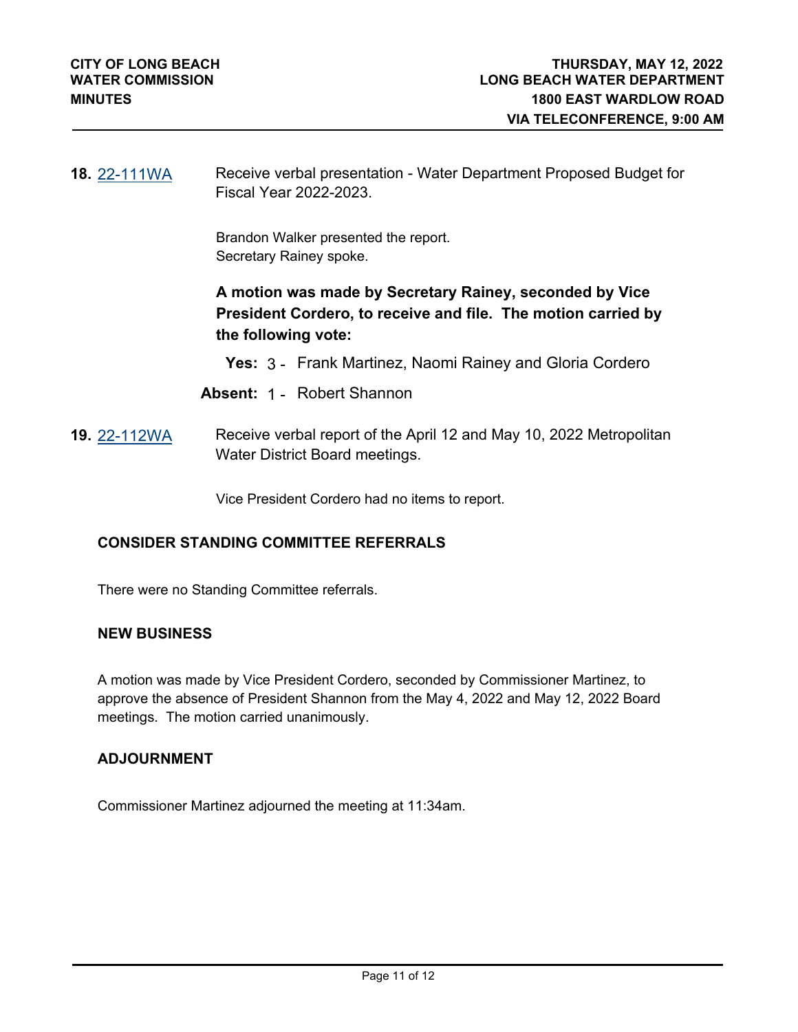**18.** 22-111WA Receive verbal presentation - Water Department Proposed Budget for Fiscal Year 2022-2023.

Brandon Walker presented the report.
Secretary Rainey spoke.

**A motion was made by Secretary Rainey, seconded by Vice President Cordero, to receive and file. The motion carried by the following vote:**

**Yes:** 3 - Frank Martinez, Naomi Rainey and Gloria Cordero

**Absent:** 1 - Robert Shannon

**19.** 22-112WA Receive verbal report of the April 12 and May 10, 2022 Metropolitan Water District Board meetings.

Vice President Cordero had no items to report.

## CONSIDER STANDING COMMITTEE REFERRALS

There were no Standing Committee referrals.

## NEW BUSINESS

A motion was made by Vice President Cordero, seconded by Commissioner Martinez, to approve the absence of President Shannon from the May 4, 2022 and May 12, 2022 Board meetings. The motion carried unanimously.

## ADJOURNMENT

Commissioner Martinez adjourned the meeting at 11:34am.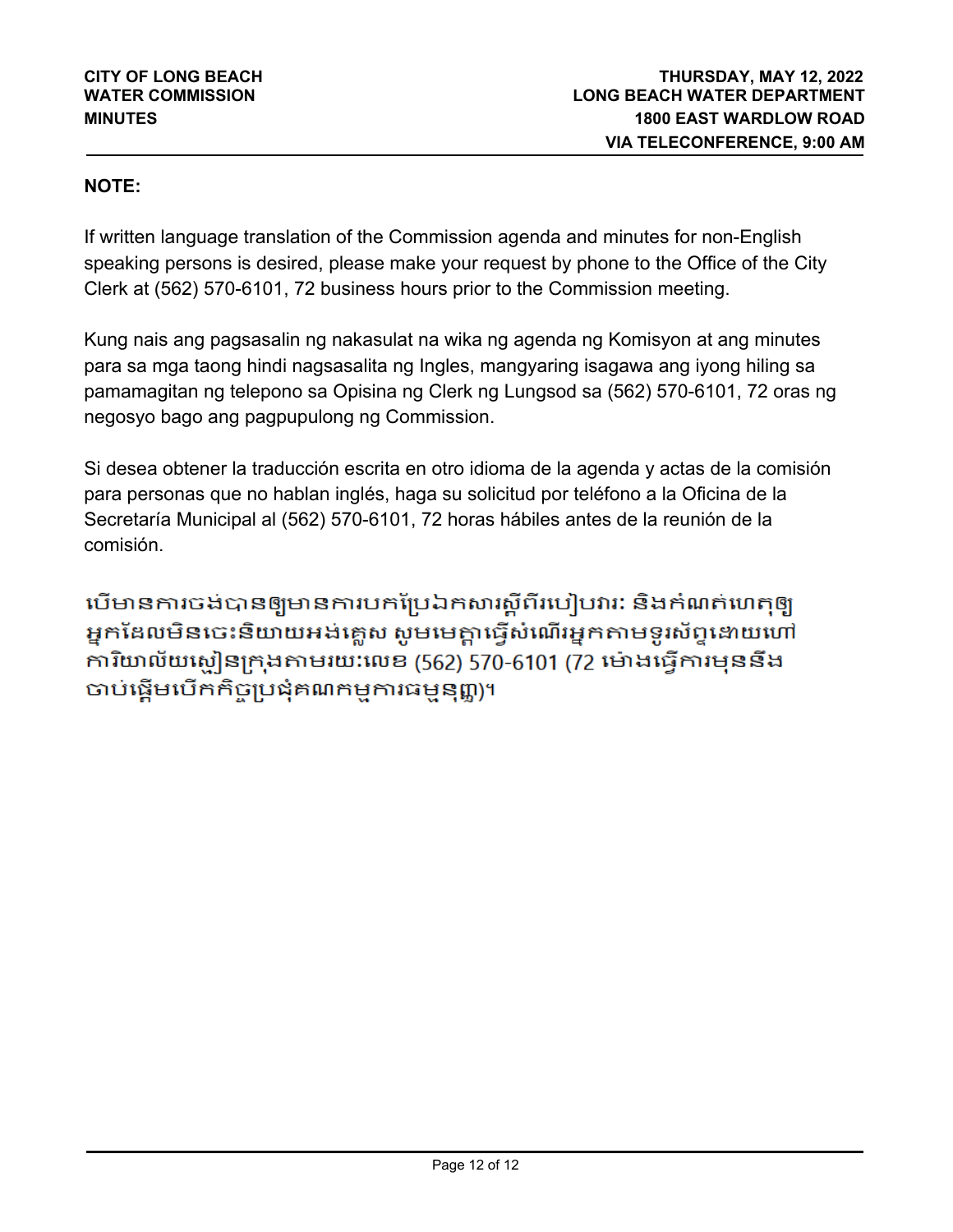**CITY OF LONG BEACH**
**WATER COMMISSION**
**MINUTES**

**THURSDAY, MAY 12, 2022**
**LONG BEACH WATER DEPARTMENT**
**1800 EAST WARDLOW ROAD**
**VIA TELECONFERENCE, 9:00 AM**

**NOTE:**

If written language translation of the Commission agenda and minutes for non-English speaking persons is desired, please make your request by phone to the Office of the City Clerk at (562) 570-6101, 72 business hours prior to the Commission meeting.

Kung nais ang pagsasalin ng nakasulat na wika ng agenda ng Komisyon at ang minutes para sa mga taong hindi nagsasalita ng Ingles, mangyaring isagawa ang iyong hiling sa pamamagitan ng telepono sa Opisina ng Clerk ng Lungsod sa (562) 570-6101, 72 oras ng negosyo bago ang pagpupulong ng Commission.

Si desea obtener la traducción escrita en otro idioma de la agenda y actas de la comisión para personas que no hablan inglés, haga su solicitud por teléfono a la Oficina de la Secretaría Municipal al (562) 570-6101, 72 horas hábiles antes de la reunión de la comisión.

បើមានការចង់បានឲ្យមានការបកប្រែឯកសារស្តីពីរបៀបវារៈ និងកំណត់ហេតុឲ្យអ្នកដែលមិនចេះនិយាយអង់គ្លេស សូមមេត្តាធ្វើសំណើរអ្នកតាមទូរស័ព្ទដោយហៅការិយាល័យស្មៀនក្រុងតាមរយៈលេខ (562) 570-6101 (72 ម៉ោងធ្វើការមុននឹងចាប់ផ្តើមបើកកិច្ចប្រជុំគណកម្មការធម្មនុញ្ញ)។